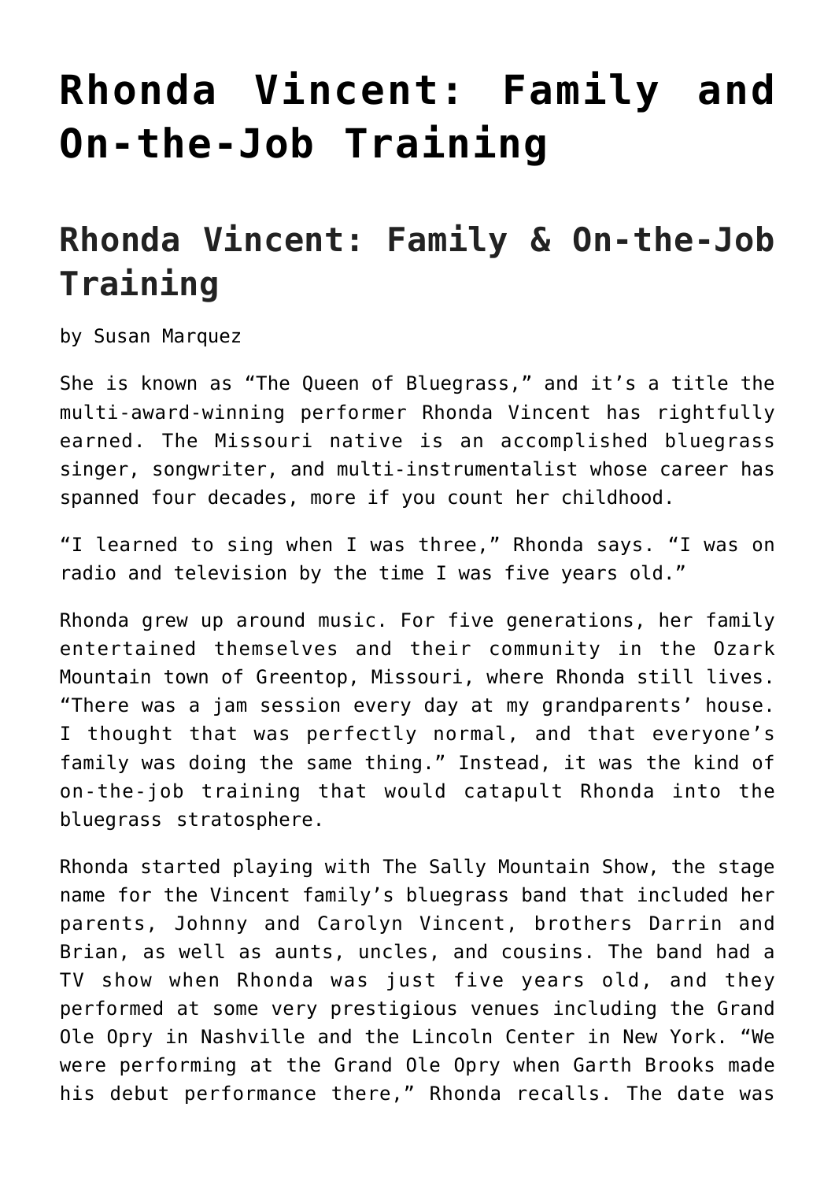# Rhonda Vincent: Family and On-the-Job Training

## Rhonda Vincent: Family & On-the-Job Training

by Susan Marquez

She is known as "The Queen of Bluegrass," and it's a title the multi-award-winning performer Rhonda Vincent has rightfully earned. The Missouri native is an accomplished bluegrass singer, songwriter, and multi-instrumentalist whose career has spanned four decades, more if you count her childhood.

"I learned to sing when I was three," Rhonda says. "I was on radio and television by the time I was five years old."

Rhonda grew up around music. For five generations, her family entertained themselves and their community in the Ozark Mountain town of Greentop, Missouri, where Rhonda still lives. "There was a jam session every day at my grandparents' house. I thought that was perfectly normal, and that everyone's family was doing the same thing." Instead, it was the kind of on-the-job training that would catapult Rhonda into the bluegrass stratosphere.

Rhonda started playing with The Sally Mountain Show, the stage name for the Vincent family's bluegrass band that included her parents, Johnny and Carolyn Vincent, brothers Darrin and Brian, as well as aunts, uncles, and cousins. The band had a TV show when Rhonda was just five years old, and they performed at some very prestigious venues including the Grand Ole Opry in Nashville and the Lincoln Center in New York. "We were performing at the Grand Ole Opry when Garth Brooks made his debut performance there," Rhonda recalls. The date was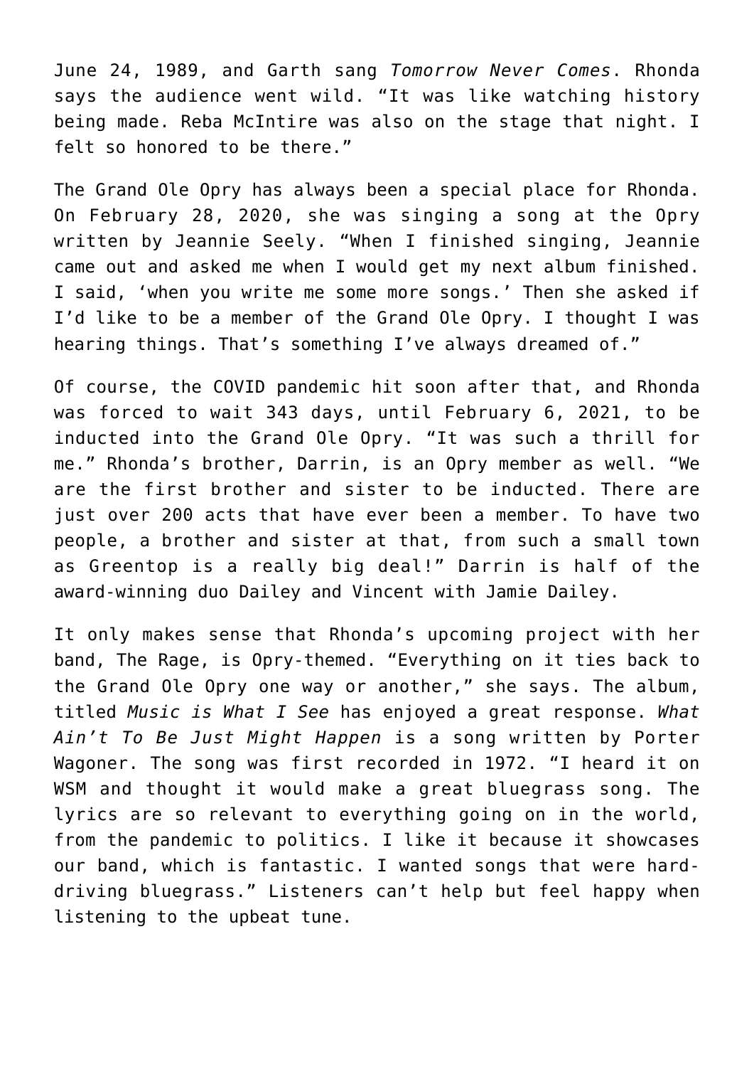June 24, 1989, and Garth sang *Tomorrow Never Comes*. Rhonda says the audience went wild. "It was like watching history being made. Reba McIntire was also on the stage that night. I felt so honored to be there."

The Grand Ole Opry has always been a special place for Rhonda. On February 28, 2020, she was singing a song at the Opry written by Jeannie Seely. "When I finished singing, Jeannie came out and asked me when I would get my next album finished. I said, 'when you write me some more songs.' Then she asked if I'd like to be a member of the Grand Ole Opry. I thought I was hearing things. That's something I've always dreamed of."

Of course, the COVID pandemic hit soon after that, and Rhonda was forced to wait 343 days, until February 6, 2021, to be inducted into the Grand Ole Opry. "It was such a thrill for me." Rhonda's brother, Darrin, is an Opry member as well. "We are the first brother and sister to be inducted. There are just over 200 acts that have ever been a member. To have two people, a brother and sister at that, from such a small town as Greentop is a really big deal!" Darrin is half of the award-winning duo Dailey and Vincent with Jamie Dailey.

It only makes sense that Rhonda's upcoming project with her band, The Rage, is Opry-themed. "Everything on it ties back to the Grand Ole Opry one way or another," she says. The album, titled *Music is What I See* has enjoyed a great response. *What Ain't To Be Just Might Happen* is a song written by Porter Wagoner. The song was first recorded in 1972. "I heard it on WSM and thought it would make a great bluegrass song. The lyrics are so relevant to everything going on in the world, from the pandemic to politics. I like it because it showcases our band, which is fantastic. I wanted songs that were hard-driving bluegrass." Listeners can't help but feel happy when listening to the upbeat tune.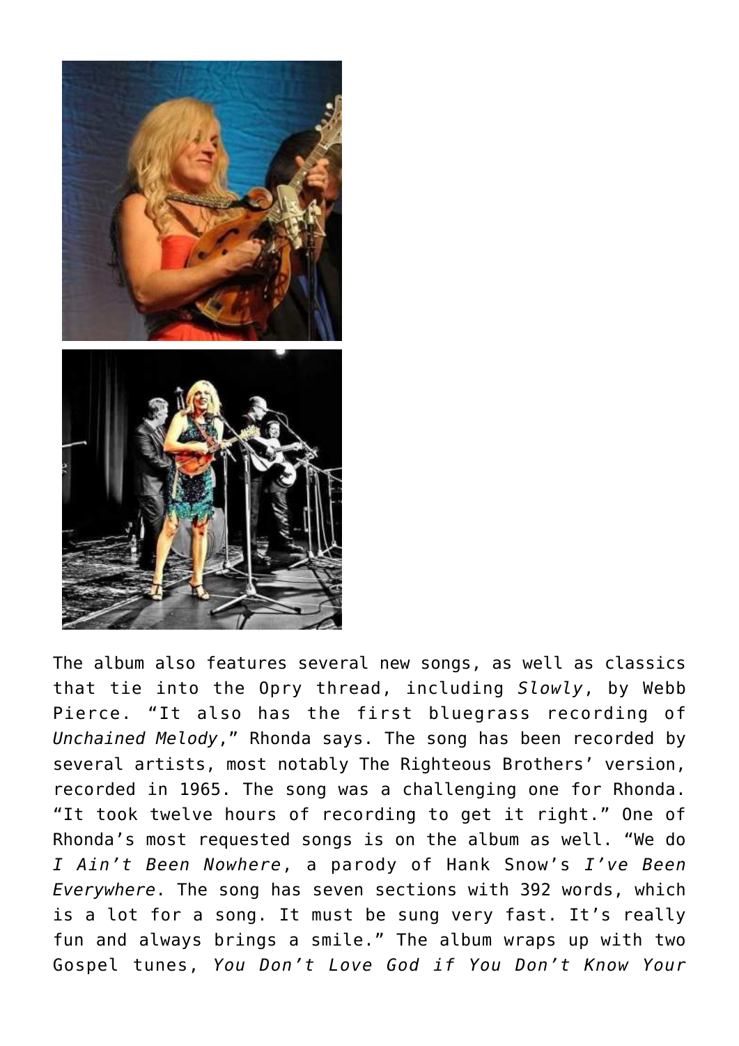The album also features several new songs, as well as classics that tie into the Opry thread, including *Slowly*, by Webb Pierce. "It also has the first bluegrass recording of *Unchained Melody*," Rhonda says. The song has been recorded by several artists, most notably The Righteous Brothers' version, recorded in 1965. The song was a challenging one for Rhonda. "It took twelve hours of recording to get it right." One of Rhonda's most requested songs is on the album as well. "We do *I Ain't Been Nowhere*, a parody of Hank Snow's *I've Been Everywhere*. The song has seven sections with 392 words, which is a lot for a song. It must be sung very fast. It's really fun and always brings a smile." The album wraps up with two Gospel tunes, *You Don't Love God if You Don't Know Your*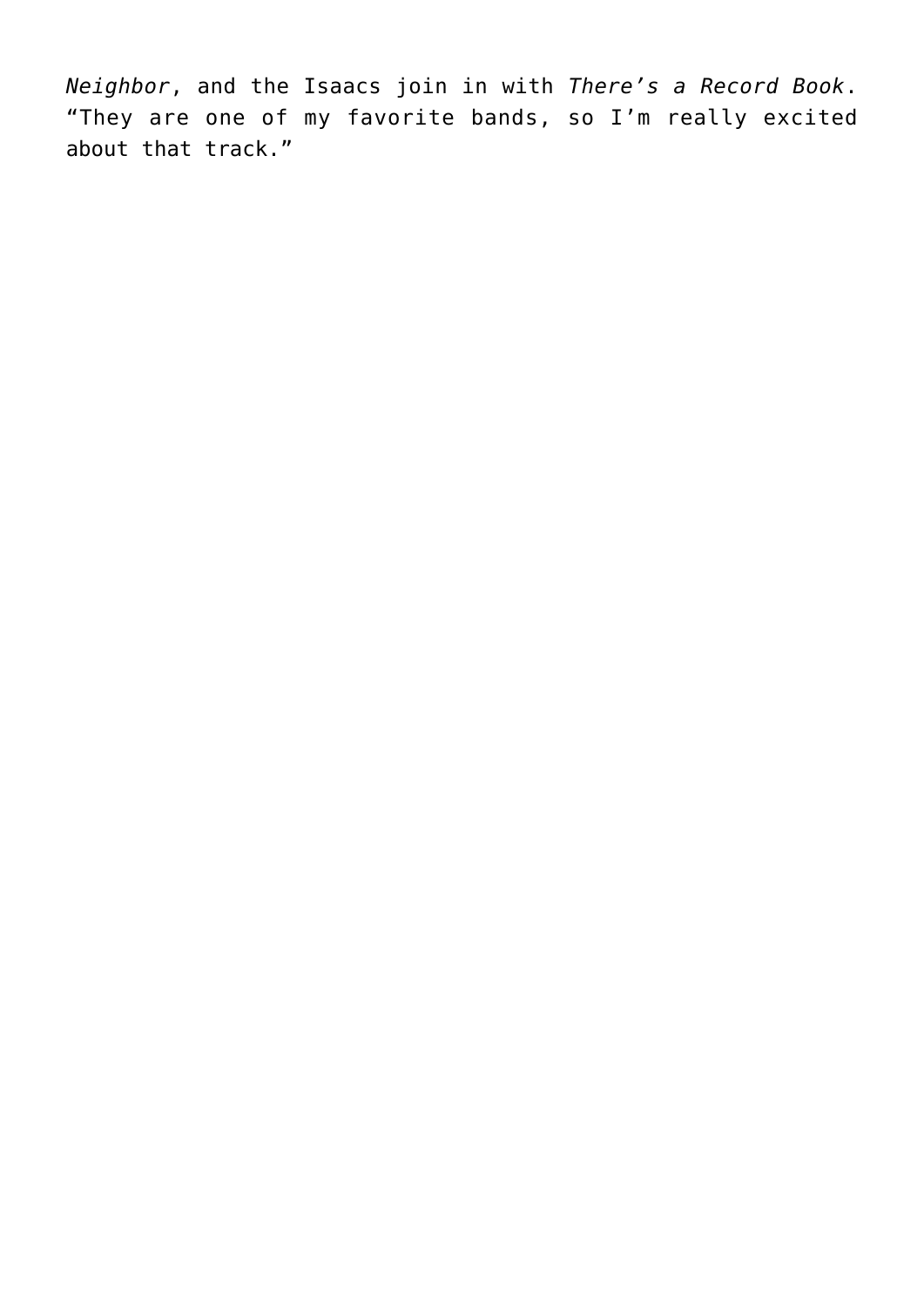*Neighbor*, and the Isaacs join in with *There's a Record Book*. "They are one of my favorite bands, so I'm really excited about that track."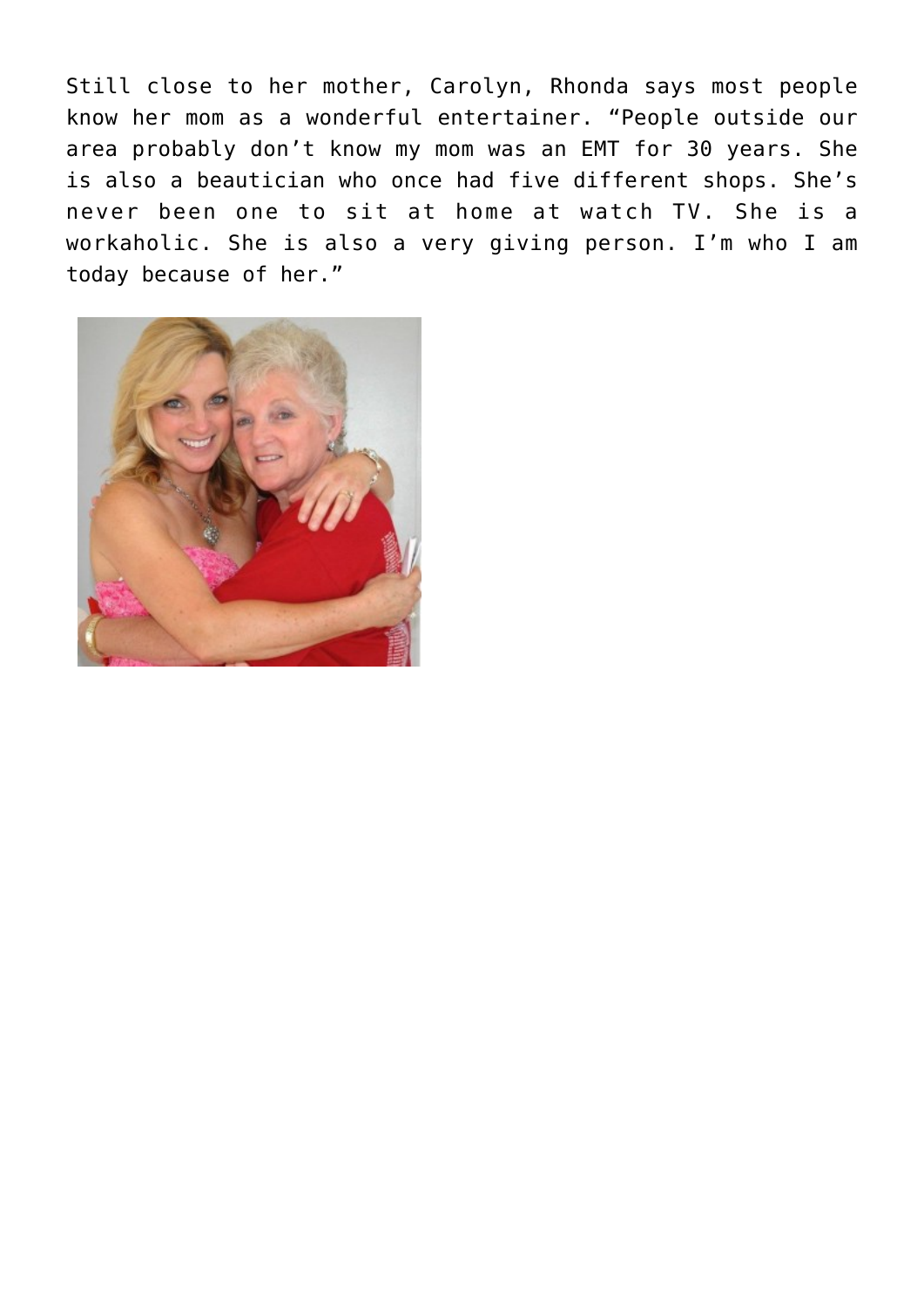Still close to her mother, Carolyn, Rhonda says most people know her mom as a wonderful entertainer. “People outside our area probably don’t know my mom was an EMT for 30 years. She is also a beautician who once had five different shops. She’s never been one to sit at home at watch TV. She is a workaholic. She is also a very giving person. I’m who I am today because of her.”